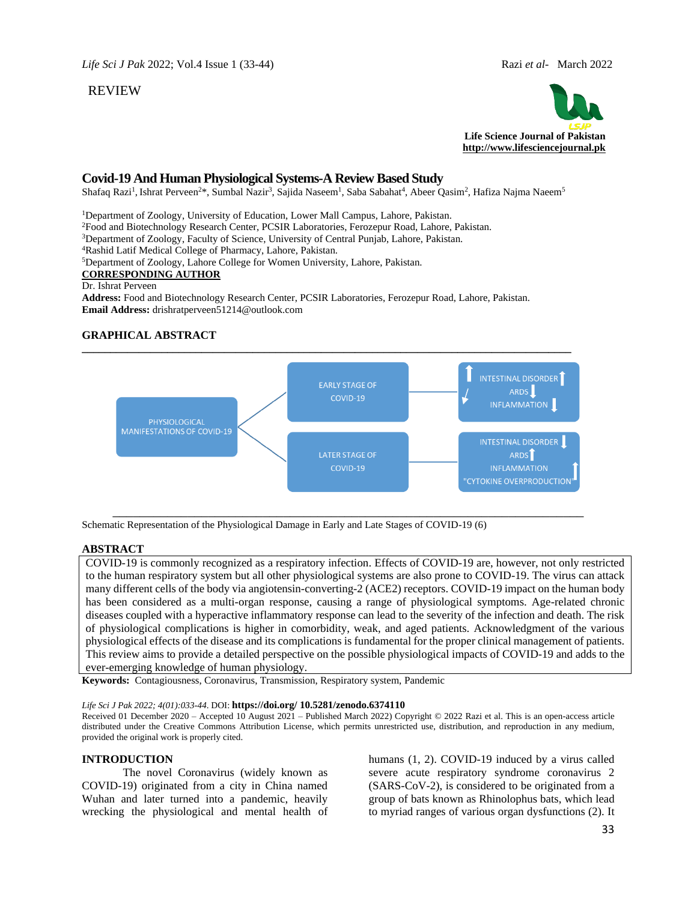REVIEW

**Life Science Journal of Pakistan**
**http://www.lifesciencejournal.pk**

# Covid-19 And Human Physiological Systems-A Review Based Study

Shafaq Razi[1], Ishrat Perveen[2]*, Sumbal Nazir[3], Sajida Naseem[1], Saba Sabahat[4], Abeer Qasim[2], Hafiza Najma Naeem[5]

[1]Department of Zoology, University of Education, Lower Mall Campus, Lahore, Pakistan.
[2]Food and Biotechnology Research Center, PCSIR Laboratories, Ferozepur Road, Lahore, Pakistan.
[3]Department of Zoology, Faculty of Science, University of Central Punjab, Lahore, Pakistan.
[4]Rashid Latif Medical College of Pharmacy, Lahore, Pakistan.
[5]Department of Zoology, Lahore College for Women University, Lahore, Pakistan.

**CORRESPONDING AUTHOR**
Dr. Ishrat Perveen
**Address:** Food and Biotechnology Research Center, PCSIR Laboratories, Ferozepur Road, Lahore, Pakistan.
**Email Address:** drishratperveen51214@outlook.com

## GRAPHICAL ABSTRACT

PHYSIOLOGICAL MANIFESTATIONS OF COVID-19

EARLY STAGE OF COVID-19 — INTESTINAL DISORDER ↑, ARDS ↓, INFLAMMATION ↓

LATER STAGE OF COVID-19 — INTESTINAL DISORDER ↓, ARDS ↑, INFLAMMATION "CYTOKINE OVERPRODUCTION" ↑

Schematic Representation of the Physiological Damage in Early and Late Stages of COVID-19 (6)

## ABSTRACT

COVID-19 is commonly recognized as a respiratory infection. Effects of COVID-19 are, however, not only restricted to the human respiratory system but all other physiological systems are also prone to COVID-19. The virus can attack many different cells of the body via angiotensin-converting-2 (ACE2) receptors. COVID-19 impact on the human body has been considered as a multi-organ response, causing a range of physiological symptoms. Age-related chronic diseases coupled with a hyperactive inflammatory response can lead to the severity of the infection and death. The risk of physiological complications is higher in comorbidity, weak, and aged patients. Acknowledgment of the various physiological effects of the disease and its complications is fundamental for the proper clinical management of patients. This review aims to provide a detailed perspective on the possible physiological impacts of COVID-19 and adds to the ever-emerging knowledge of human physiology.

**Keywords:** Contagiousness, Coronavirus, Transmission, Respiratory system, Pandemic

*Life Sci J Pak 2022; 4(01):033-44*. DOI: **https://doi.org/ 10.5281/zenodo.6374110**
Received 01 December 2020 – Accepted 10 August 2021 – Published March 2022) Copyright © 2022 Razi et al. This is an open-access article distributed under the Creative Commons Attribution License, which permits unrestricted use, distribution, and reproduction in any medium, provided the original work is properly cited.

## INTRODUCTION

The novel Coronavirus (widely known as COVID-19) originated from a city in China named Wuhan and later turned into a pandemic, heavily wrecking the physiological and mental health of humans (1, 2). COVID-19 induced by a virus called severe acute respiratory syndrome coronavirus 2 (SARS-CoV-2), is considered to be originated from a group of bats known as Rhinolophus bats, which lead to myriad ranges of various organ dysfunctions (2). It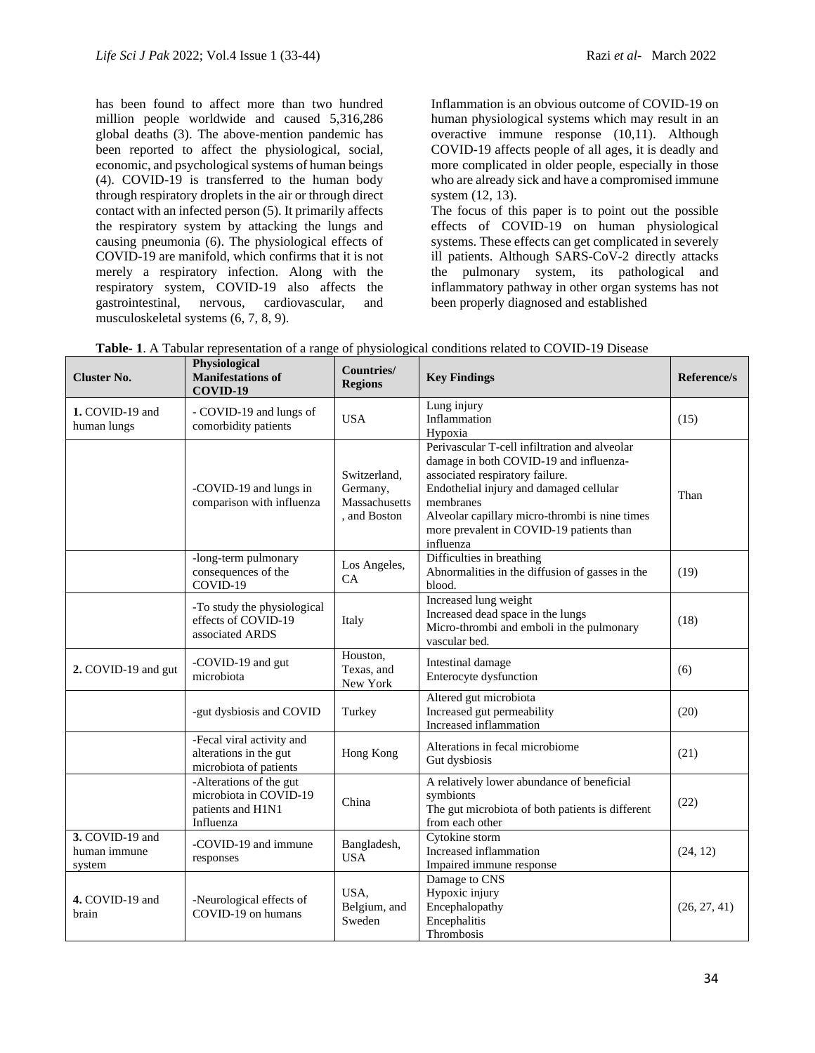has been found to affect more than two hundred million people worldwide and caused 5,316,286 global deaths (3). The above-mention pandemic has been reported to affect the physiological, social, economic, and psychological systems of human beings (4). COVID-19 is transferred to the human body through respiratory droplets in the air or through direct contact with an infected person (5). It primarily affects the respiratory system by attacking the lungs and causing pneumonia (6). The physiological effects of COVID-19 are manifold, which confirms that it is not merely a respiratory infection. Along with the respiratory system, COVID-19 also affects the gastrointestinal, nervous, cardiovascular, and musculoskeletal systems (6, 7, 8, 9).

Inflammation is an obvious outcome of COVID-19 on human physiological systems which may result in an overactive immune response (10,11). Although COVID-19 affects people of all ages, it is deadly and more complicated in older people, especially in those who are already sick and have a compromised immune system (12, 13).

The focus of this paper is to point out the possible effects of COVID-19 on human physiological systems. These effects can get complicated in severely ill patients. Although SARS-CoV-2 directly attacks the pulmonary system, its pathological and inflammatory pathway in other organ systems has not been properly diagnosed and established

**Table- 1**. A Tabular representation of a range of physiological conditions related to COVID-19 Disease

| Cluster No. | Physiological Manifestations of COVID-19 | Countries/ Regions | Key Findings | Reference/s |
|---|---|---|---|---|
| **1.** COVID-19 and human lungs | - COVID-19 and lungs of comorbidity patients | USA | Lung injury<br>Inflammation<br>Hypoxia | (15) |
| | -COVID-19 and lungs in comparison with influenza | Switzerland, Germany, Massachusetts, and Boston | Perivascular T-cell infiltration and alveolar damage in both COVID-19 and influenza-associated respiratory failure.<br>Endothelial injury and damaged cellular membranes<br>Alveolar capillary micro-thrombi is nine times more prevalent in COVID-19 patients than influenza | Than |
| | -long-term pulmonary consequences of the COVID-19 | Los Angeles, CA | Difficulties in breathing<br>Abnormalities in the diffusion of gasses in the blood. | (19) |
| | -To study the physiological effects of COVID-19 associated ARDS | Italy | Increased lung weight<br>Increased dead space in the lungs<br>Micro-thrombi and emboli in the pulmonary vascular bed. | (18) |
| **2.** COVID-19 and gut | -COVID-19 and gut microbiota | Houston, Texas, and New York | Intestinal damage<br>Enterocyte dysfunction | (6) |
| | -gut dysbiosis and COVID | Turkey | Altered gut microbiota<br>Increased gut permeability<br>Increased inflammation | (20) |
| | -Fecal viral activity and alterations in the gut microbiota of patients | Hong Kong | Alterations in fecal microbiome<br>Gut dysbiosis | (21) |
| | -Alterations of the gut microbiota in COVID-19 patients and H1N1 Influenza | China | A relatively lower abundance of beneficial symbionts<br>The gut microbiota of both patients is different from each other | (22) |
| **3.** COVID-19 and human immune system | -COVID-19 and immune responses | Bangladesh, USA | Cytokine storm<br>Increased inflammation<br>Impaired immune response | (24, 12) |
| **4.** COVID-19 and brain | -Neurological effects of COVID-19 on humans | USA, Belgium, and Sweden | Damage to CNS<br>Hypoxic injury<br>Encephalopathy<br>Encephalitis<br>Thrombosis | (26, 27, 41) |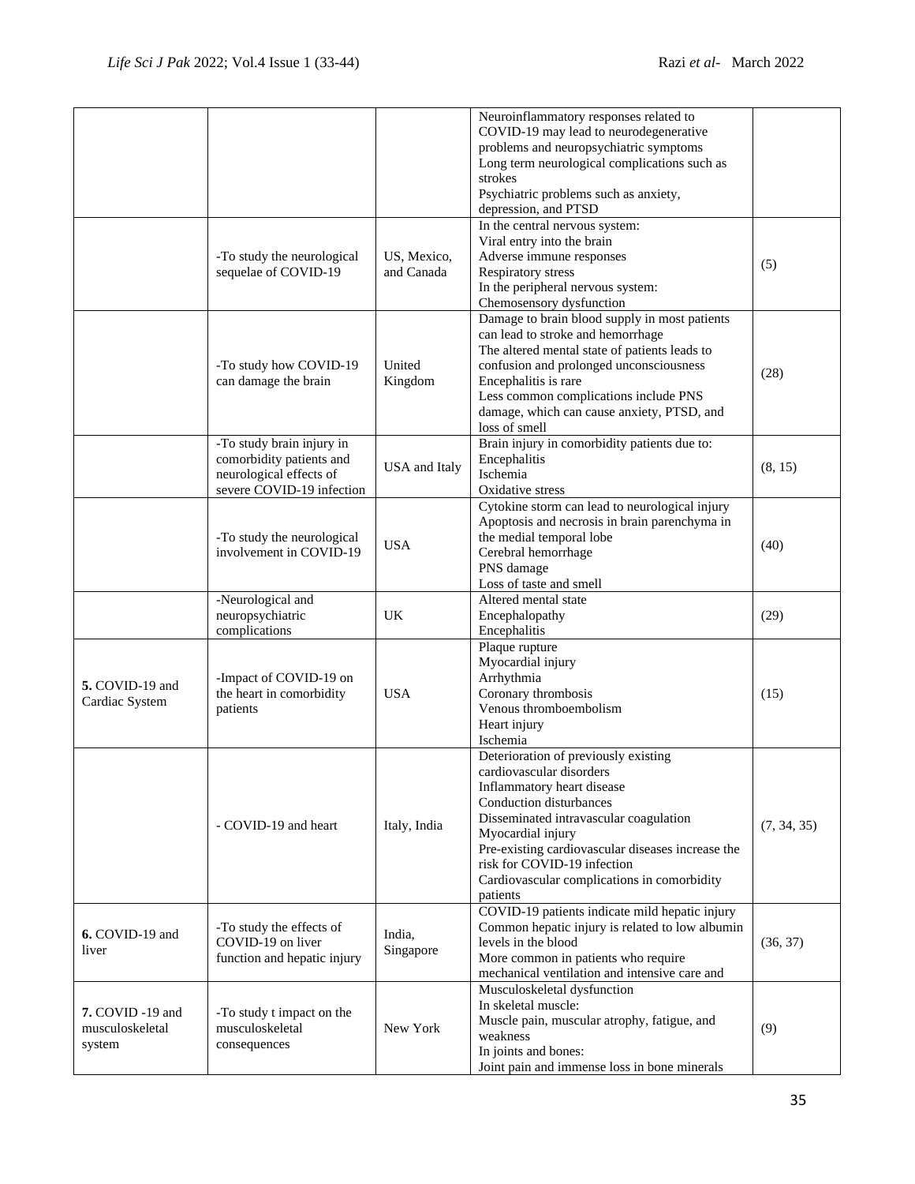| | | | | |
|---|---|---|---|---|
| | | | Neuroinflammatory responses related to COVID-19 may lead to neurodegenerative problems and neuropsychiatric symptoms<br>Long term neurological complications such as strokes<br>Psychiatric problems such as anxiety, depression, and PTSD | |
| | -To study the neurological sequelae of COVID-19 | US, Mexico, and Canada | In the central nervous system:<br>Viral entry into the brain<br>Adverse immune responses<br>Respiratory stress<br>In the peripheral nervous system:<br>Chemosensory dysfunction | (5) |
| | -To study how COVID-19 can damage the brain | United Kingdom | Damage to brain blood supply in most patients can lead to stroke and hemorrhage<br>The altered mental state of patients leads to confusion and prolonged unconsciousness<br>Encephalitis is rare<br>Less common complications include PNS damage, which can cause anxiety, PTSD, and loss of smell | (28) |
| | -To study brain injury in comorbidity patients and neurological effects of severe COVID-19 infection | USA and Italy | Brain injury in comorbidity patients due to:<br>Encephalitis<br>Ischemia<br>Oxidative stress | (8, 15) |
| | -To study the neurological involvement in COVID-19 | USA | Cytokine storm can lead to neurological injury<br>Apoptosis and necrosis in brain parenchyma in the medial temporal lobe<br>Cerebral hemorrhage<br>PNS damage<br>Loss of taste and smell | (40) |
| | -Neurological and neuropsychiatric complications | UK | Altered mental state<br>Encephalopathy<br>Encephalitis | (29) |
| **5.** COVID-19 and Cardiac System | -Impact of COVID-19 on the heart in comorbidity patients | USA | Plaque rupture<br>Myocardial injury<br>Arrhythmia<br>Coronary thrombosis<br>Venous thromboembolism<br>Heart injury<br>Ischemia | (15) |
| | - COVID-19 and heart | Italy, India | Deterioration of previously existing cardiovascular disorders<br>Inflammatory heart disease<br>Conduction disturbances<br>Disseminated intravascular coagulation<br>Myocardial injury<br>Pre-existing cardiovascular diseases increase the risk for COVID-19 infection<br>Cardiovascular complications in comorbidity patients | (7, 34, 35) |
| **6.** COVID-19 and liver | -To study the effects of COVID-19 on liver function and hepatic injury | India, Singapore | COVID-19 patients indicate mild hepatic injury<br>Common hepatic injury is related to low albumin levels in the blood<br>More common in patients who require mechanical ventilation and intensive care and | (36, 37) |
| **7.** COVID -19 and musculoskeletal system | -To study t impact on the musculoskeletal consequences | New York | Musculoskeletal dysfunction<br>In skeletal muscle:<br>Muscle pain, muscular atrophy, fatigue, and weakness<br>In joints and bones:<br>Joint pain and immense loss in bone minerals | (9) |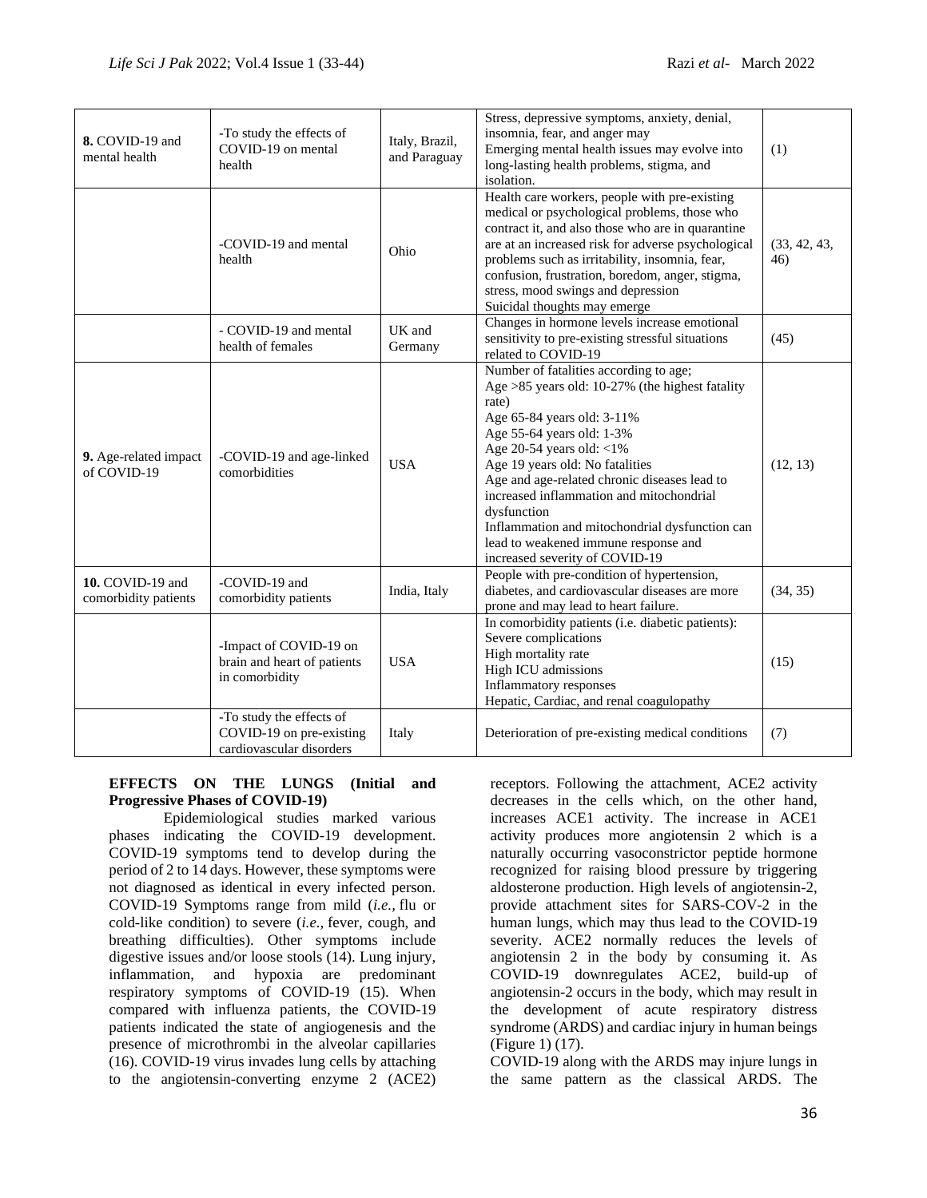| **8.** COVID-19 and mental health | -To study the effects of COVID-19 on mental health | Italy, Brazil, and Paraguay | Stress, depressive symptoms, anxiety, denial, insomnia, fear, and anger may<br>Emerging mental health issues may evolve into long-lasting health problems, stigma, and isolation. | (1) |
|---|---|---|---|---|
| | -COVID-19 and mental health | Ohio | Health care workers, people with pre-existing medical or psychological problems, those who contract it, and also those who are in quarantine are at an increased risk for adverse psychological problems such as irritability, insomnia, fear, confusion, frustration, boredom, anger, stigma, stress, mood swings and depression<br>Suicidal thoughts may emerge | (33, 42, 43, 46) |
| | - COVID-19 and mental health of females | UK and Germany | Changes in hormone levels increase emotional sensitivity to pre-existing stressful situations related to COVID-19 | (45) |
| **9.** Age-related impact of COVID-19 | -COVID-19 and age-linked comorbidities | USA | Number of fatalities according to age;<br>Age >85 years old: 10-27% (the highest fatality rate)<br>Age 65-84 years old: 3-11%<br>Age 55-64 years old: 1-3%<br>Age 20-54 years old: <1%<br>Age 19 years old: No fatalities<br>Age and age-related chronic diseases lead to increased inflammation and mitochondrial dysfunction<br>Inflammation and mitochondrial dysfunction can lead to weakened immune response and increased severity of COVID-19 | (12, 13) |
| **10.** COVID-19 and comorbidity patients | -COVID-19 and comorbidity patients | India, Italy | People with pre-condition of hypertension, diabetes, and cardiovascular diseases are more prone and may lead to heart failure. | (34, 35) |
| | -Impact of COVID-19 on brain and heart of patients in comorbidity | USA | In comorbidity patients (i.e. diabetic patients):<br>Severe complications<br>High mortality rate<br>High ICU admissions<br>Inflammatory responses<br>Hepatic, Cardiac, and renal coagulopathy | (15) |
| | -To study the effects of COVID-19 on pre-existing cardiovascular disorders | Italy | Deterioration of pre-existing medical conditions | (7) |

**EFFECTS ON THE LUNGS (Initial and Progressive Phases of COVID-19)**

Epidemiological studies marked various phases indicating the COVID-19 development. COVID-19 symptoms tend to develop during the period of 2 to 14 days. However, these symptoms were not diagnosed as identical in every infected person. COVID-19 Symptoms range from mild (*i.e.,* flu or cold-like condition) to severe (*i.e.,* fever, cough, and breathing difficulties). Other symptoms include digestive issues and/or loose stools (14). Lung injury, inflammation, and hypoxia are predominant respiratory symptoms of COVID-19 (15). When compared with influenza patients, the COVID-19 patients indicated the state of angiogenesis and the presence of microthrombi in the alveolar capillaries (16). COVID-19 virus invades lung cells by attaching to the angiotensin-converting enzyme 2 (ACE2) receptors. Following the attachment, ACE2 activity decreases in the cells which, on the other hand, increases ACE1 activity. The increase in ACE1 activity produces more angiotensin 2 which is a naturally occurring vasoconstrictor peptide hormone recognized for raising blood pressure by triggering aldosterone production. High levels of angiotensin-2, provide attachment sites for SARS-COV-2 in the human lungs, which may thus lead to the COVID-19 severity. ACE2 normally reduces the levels of angiotensin 2 in the body by consuming it. As COVID-19 downregulates ACE2, build-up of angiotensin-2 occurs in the body, which may result in the development of acute respiratory distress syndrome (ARDS) and cardiac injury in human beings (Figure 1) (17).

COVID-19 along with the ARDS may injure lungs in the same pattern as the classical ARDS. The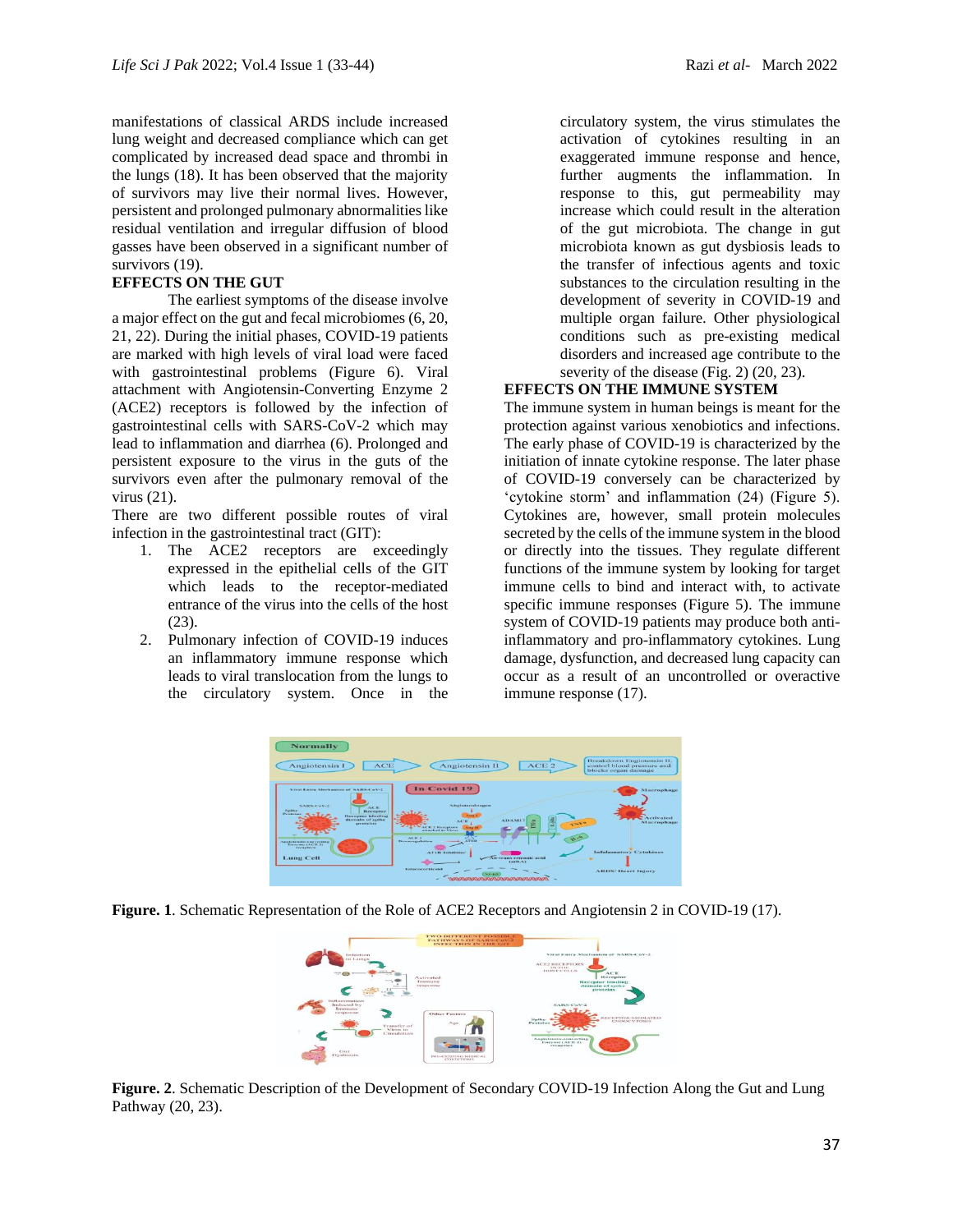manifestations of classical ARDS include increased lung weight and decreased compliance which can get complicated by increased dead space and thrombi in the lungs (18). It has been observed that the majority of survivors may live their normal lives. However, persistent and prolonged pulmonary abnormalities like residual ventilation and irregular diffusion of blood gasses have been observed in a significant number of survivors (19).

## EFFECTS ON THE GUT

The earliest symptoms of the disease involve a major effect on the gut and fecal microbiomes (6, 20, 21, 22). During the initial phases, COVID-19 patients are marked with high levels of viral load were faced with gastrointestinal problems (Figure 6). Viral attachment with Angiotensin-Converting Enzyme 2 (ACE2) receptors is followed by the infection of gastrointestinal cells with SARS-CoV-2 which may lead to inflammation and diarrhea (6). Prolonged and persistent exposure to the virus in the guts of the survivors even after the pulmonary removal of the virus (21).

There are two different possible routes of viral infection in the gastrointestinal tract (GIT):

1. The ACE2 receptors are exceedingly expressed in the epithelial cells of the GIT which leads to the receptor-mediated entrance of the virus into the cells of the host (23).
2. Pulmonary infection of COVID-19 induces an inflammatory immune response which leads to viral translocation from the lungs to the circulatory system. Once in the circulatory system, the virus stimulates the activation of cytokines resulting in an exaggerated immune response and hence, further augments the inflammation. In response to this, gut permeability may increase which could result in the alteration of the gut microbiota. The change in gut microbiota known as gut dysbiosis leads to the transfer of infectious agents and toxic substances to the circulation resulting in the development of severity in COVID-19 and multiple organ failure. Other physiological conditions such as pre-existing medical disorders and increased age contribute to the severity of the disease (Fig. 2) (20, 23).

## EFFECTS ON THE IMMUNE SYSTEM

The immune system in human beings is meant for the protection against various xenobiotics and infections. The early phase of COVID-19 is characterized by the initiation of innate cytokine response. The later phase of COVID-19 conversely can be characterized by 'cytokine storm' and inflammation (24) (Figure 5). Cytokines are, however, small protein molecules secreted by the cells of the immune system in the blood or directly into the tissues. They regulate different functions of the immune system by looking for target immune cells to bind and interact with, to activate specific immune responses (Figure 5). The immune system of COVID-19 patients may produce both anti-inflammatory and pro-inflammatory cytokines. Lung damage, dysfunction, and decreased lung capacity can occur as a result of an uncontrolled or overactive immune response (17).

**Figure. 1**. Schematic Representation of the Role of ACE2 Receptors and Angiotensin 2 in COVID-19 (17).

**Figure. 2**. Schematic Description of the Development of Secondary COVID-19 Infection Along the Gut and Lung Pathway (20, 23).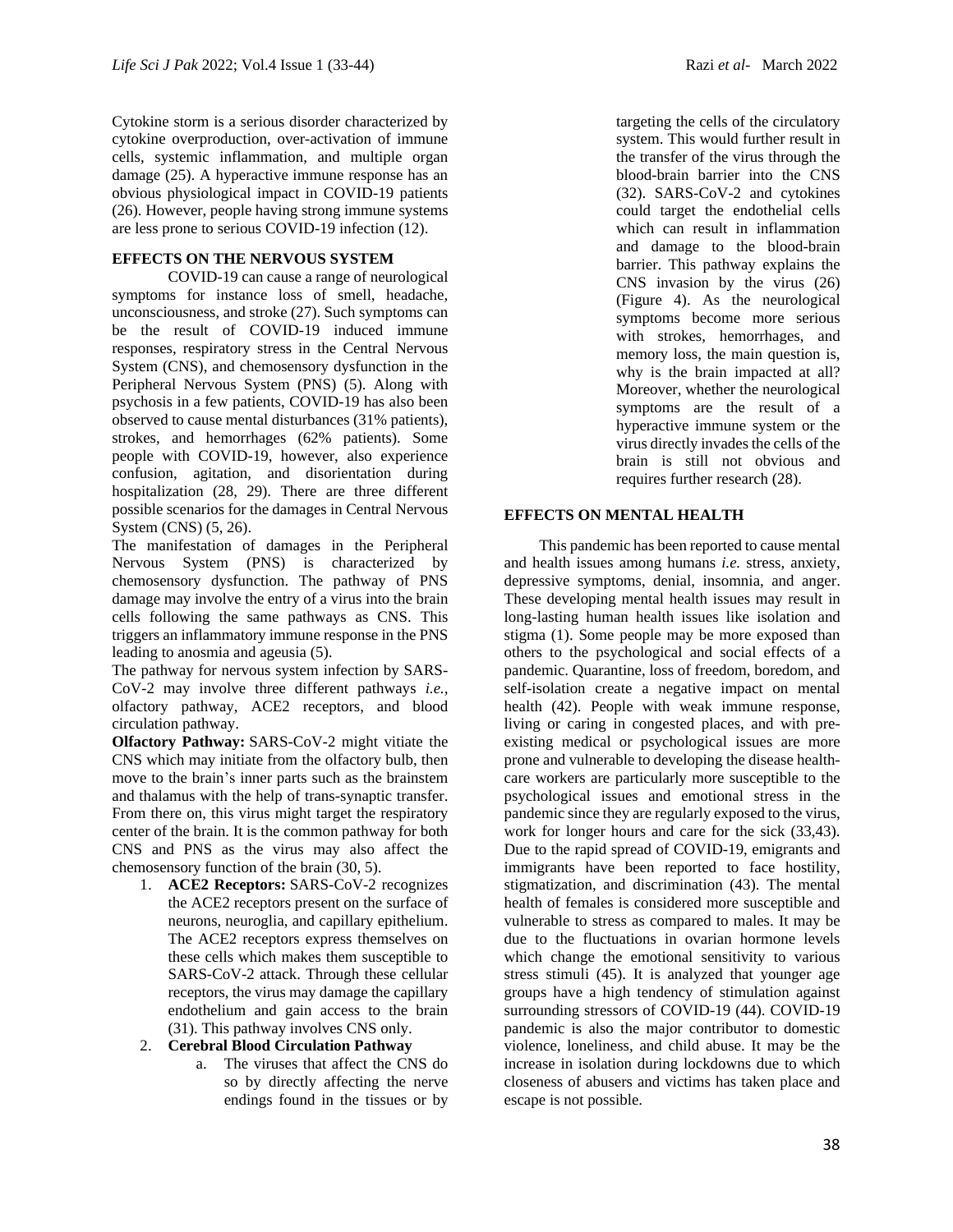Cytokine storm is a serious disorder characterized by cytokine overproduction, over-activation of immune cells, systemic inflammation, and multiple organ damage (25). A hyperactive immune response has an obvious physiological impact in COVID-19 patients (26). However, people having strong immune systems are less prone to serious COVID-19 infection (12).

## EFFECTS ON THE NERVOUS SYSTEM

COVID-19 can cause a range of neurological symptoms for instance loss of smell, headache, unconsciousness, and stroke (27). Such symptoms can be the result of COVID-19 induced immune responses, respiratory stress in the Central Nervous System (CNS), and chemosensory dysfunction in the Peripheral Nervous System (PNS) (5). Along with psychosis in a few patients, COVID-19 has also been observed to cause mental disturbances (31% patients), strokes, and hemorrhages (62% patients). Some people with COVID-19, however, also experience confusion, agitation, and disorientation during hospitalization (28, 29). There are three different possible scenarios for the damages in Central Nervous System (CNS) (5, 26).

The manifestation of damages in the Peripheral Nervous System (PNS) is characterized by chemosensory dysfunction. The pathway of PNS damage may involve the entry of a virus into the brain cells following the same pathways as CNS. This triggers an inflammatory immune response in the PNS leading to anosmia and ageusia (5).

The pathway for nervous system infection by SARS-CoV-2 may involve three different pathways *i.e.,* olfactory pathway, ACE2 receptors, and blood circulation pathway.

**Olfactory Pathway:** SARS-CoV-2 might vitiate the CNS which may initiate from the olfactory bulb, then move to the brain's inner parts such as the brainstem and thalamus with the help of trans-synaptic transfer. From there on, this virus might target the respiratory center of the brain. It is the common pathway for both CNS and PNS as the virus may also affect the chemosensory function of the brain (30, 5).

1. **ACE2 Receptors:** SARS-CoV-2 recognizes the ACE2 receptors present on the surface of neurons, neuroglia, and capillary epithelium. The ACE2 receptors express themselves on these cells which makes them susceptible to SARS-CoV-2 attack. Through these cellular receptors, the virus may damage the capillary endothelium and gain access to the brain (31). This pathway involves CNS only.
2. **Cerebral Blood Circulation Pathway**
    a. The viruses that affect the CNS do so by directly affecting the nerve endings found in the tissues or by targeting the cells of the circulatory system. This would further result in the transfer of the virus through the blood-brain barrier into the CNS (32). SARS-CoV-2 and cytokines could target the endothelial cells which can result in inflammation and damage to the blood-brain barrier. This pathway explains the CNS invasion by the virus (26) (Figure 4). As the neurological symptoms become more serious with strokes, hemorrhages, and memory loss, the main question is, why is the brain impacted at all? Moreover, whether the neurological symptoms are the result of a hyperactive immune system or the virus directly invades the cells of the brain is still not obvious and requires further research (28).

## EFFECTS ON MENTAL HEALTH

This pandemic has been reported to cause mental and health issues among humans *i.e.* stress, anxiety, depressive symptoms, denial, insomnia, and anger. These developing mental health issues may result in long-lasting human health issues like isolation and stigma (1). Some people may be more exposed than others to the psychological and social effects of a pandemic. Quarantine, loss of freedom, boredom, and self-isolation create a negative impact on mental health (42). People with weak immune response, living or caring in congested places, and with pre-existing medical or psychological issues are more prone and vulnerable to developing the disease health-care workers are particularly more susceptible to the psychological issues and emotional stress in the pandemic since they are regularly exposed to the virus, work for longer hours and care for the sick (33,43). Due to the rapid spread of COVID-19, emigrants and immigrants have been reported to face hostility, stigmatization, and discrimination (43). The mental health of females is considered more susceptible and vulnerable to stress as compared to males. It may be due to the fluctuations in ovarian hormone levels which change the emotional sensitivity to various stress stimuli (45). It is analyzed that younger age groups have a high tendency of stimulation against surrounding stressors of COVID-19 (44). COVID-19 pandemic is also the major contributor to domestic violence, loneliness, and child abuse. It may be the increase in isolation during lockdowns due to which closeness of abusers and victims has taken place and escape is not possible.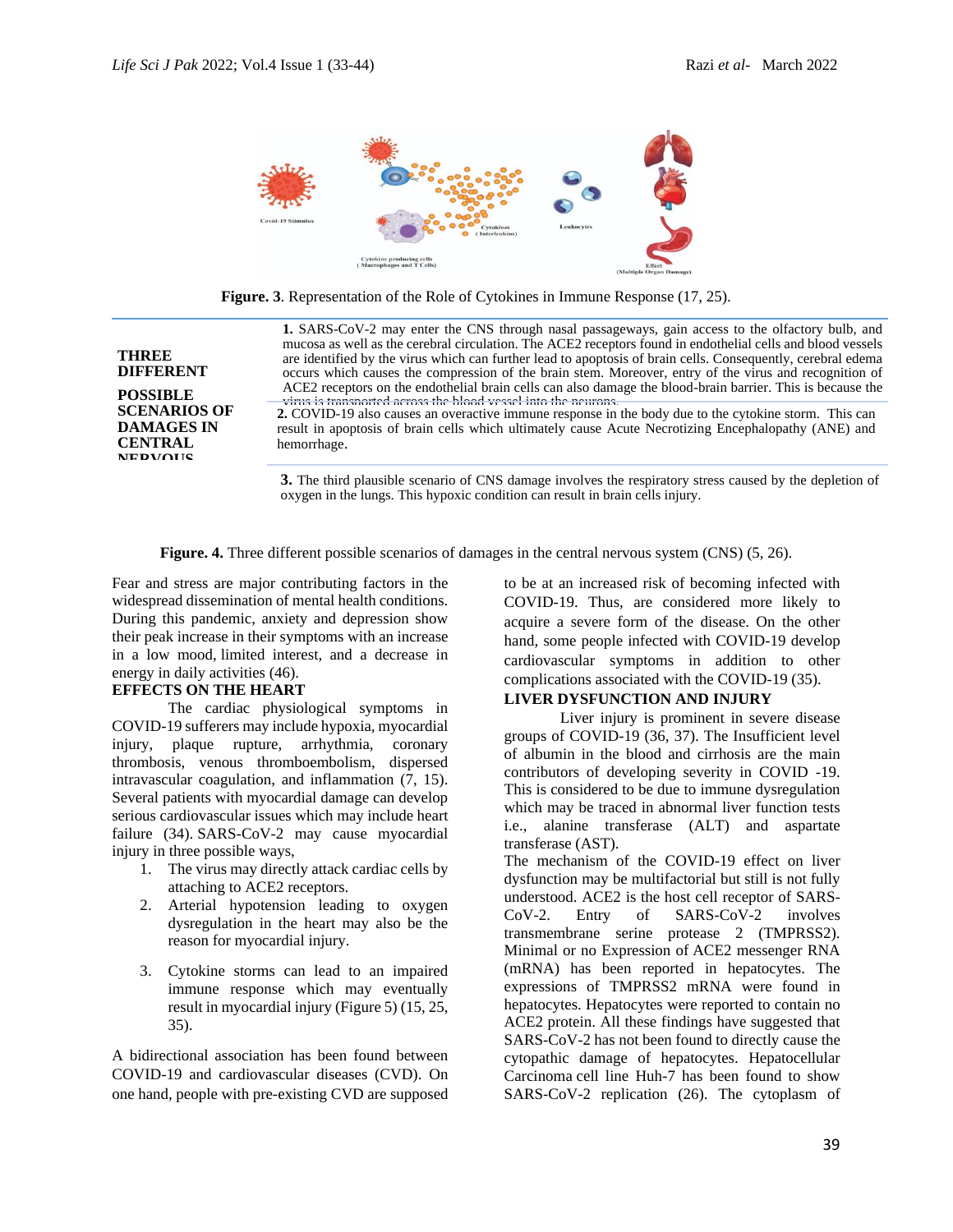Figure. 3. Representation of the Role of Cytokines in Immune Response (17, 25).

**THREE DIFFERENT POSSIBLE SCENARIOS OF DAMAGES IN CENTRAL NERVOUS**

**1.** SARS-CoV-2 may enter the CNS through nasal passageways, gain access to the olfactory bulb, and mucosa as well as the cerebral circulation. The ACE2 receptors found in endothelial cells and blood vessels are identified by the virus which can further lead to apoptosis of brain cells. Consequently, cerebral edema occurs which causes the compression of the brain stem. Moreover, entry of the virus and recognition of ACE2 receptors on the endothelial brain cells can also damage the blood-brain barrier. This is because the virus is transported across the blood vessel into the neurons.

**2.** COVID-19 also causes an overactive immune response in the body due to the cytokine storm. This can result in apoptosis of brain cells which ultimately cause Acute Necrotizing Encephalopathy (ANE) and hemorrhage.

**3.** The third plausible scenario of CNS damage involves the respiratory stress caused by the depletion of oxygen in the lungs. This hypoxic condition can result in brain cells injury.

**Figure. 4.** Three different possible scenarios of damages in the central nervous system (CNS) (5, 26).

Fear and stress are major contributing factors in the widespread dissemination of mental health conditions. During this pandemic, anxiety and depression show their peak increase in their symptoms with an increase in a low mood, limited interest, and a decrease in energy in daily activities (46).

## EFFECTS ON THE HEART

The cardiac physiological symptoms in COVID-19 sufferers may include hypoxia, myocardial injury, plaque rupture, arrhythmia, coronary thrombosis, venous thromboembolism, dispersed intravascular coagulation, and inflammation (7, 15). Several patients with myocardial damage can develop serious cardiovascular issues which may include heart failure (34). SARS-CoV-2 may cause myocardial injury in three possible ways,

1. The virus may directly attack cardiac cells by attaching to ACE2 receptors.
2. Arterial hypotension leading to oxygen dysregulation in the heart may also be the reason for myocardial injury.
3. Cytokine storms can lead to an impaired immune response which may eventually result in myocardial injury (Figure 5) (15, 25, 35).

A bidirectional association has been found between COVID-19 and cardiovascular diseases (CVD). On one hand, people with pre-existing CVD are supposed to be at an increased risk of becoming infected with COVID-19. Thus, are considered more likely to acquire a severe form of the disease. On the other hand, some people infected with COVID-19 develop cardiovascular symptoms in addition to other complications associated with the COVID-19 (35).

## LIVER DYSFUNCTION AND INJURY

Liver injury is prominent in severe disease groups of COVID-19 (36, 37). The Insufficient level of albumin in the blood and cirrhosis are the main contributors of developing severity in COVID -19. This is considered to be due to immune dysregulation which may be traced in abnormal liver function tests i.e., alanine transferase (ALT) and aspartate transferase (AST).

The mechanism of the COVID-19 effect on liver dysfunction may be multifactorial but still is not fully understood. ACE2 is the host cell receptor of SARS-CoV-2. Entry of SARS-CoV-2 involves transmembrane serine protease 2 (TMPRSS2). Minimal or no Expression of ACE2 messenger RNA (mRNA) has been reported in hepatocytes. The expressions of TMPRSS2 mRNA were found in hepatocytes. Hepatocytes were reported to contain no ACE2 protein. All these findings have suggested that SARS-CoV-2 has not been found to directly cause the cytopathic damage of hepatocytes. Hepatocellular Carcinoma cell line Huh-7 has been found to show SARS-CoV-2 replication (26). The cytoplasm of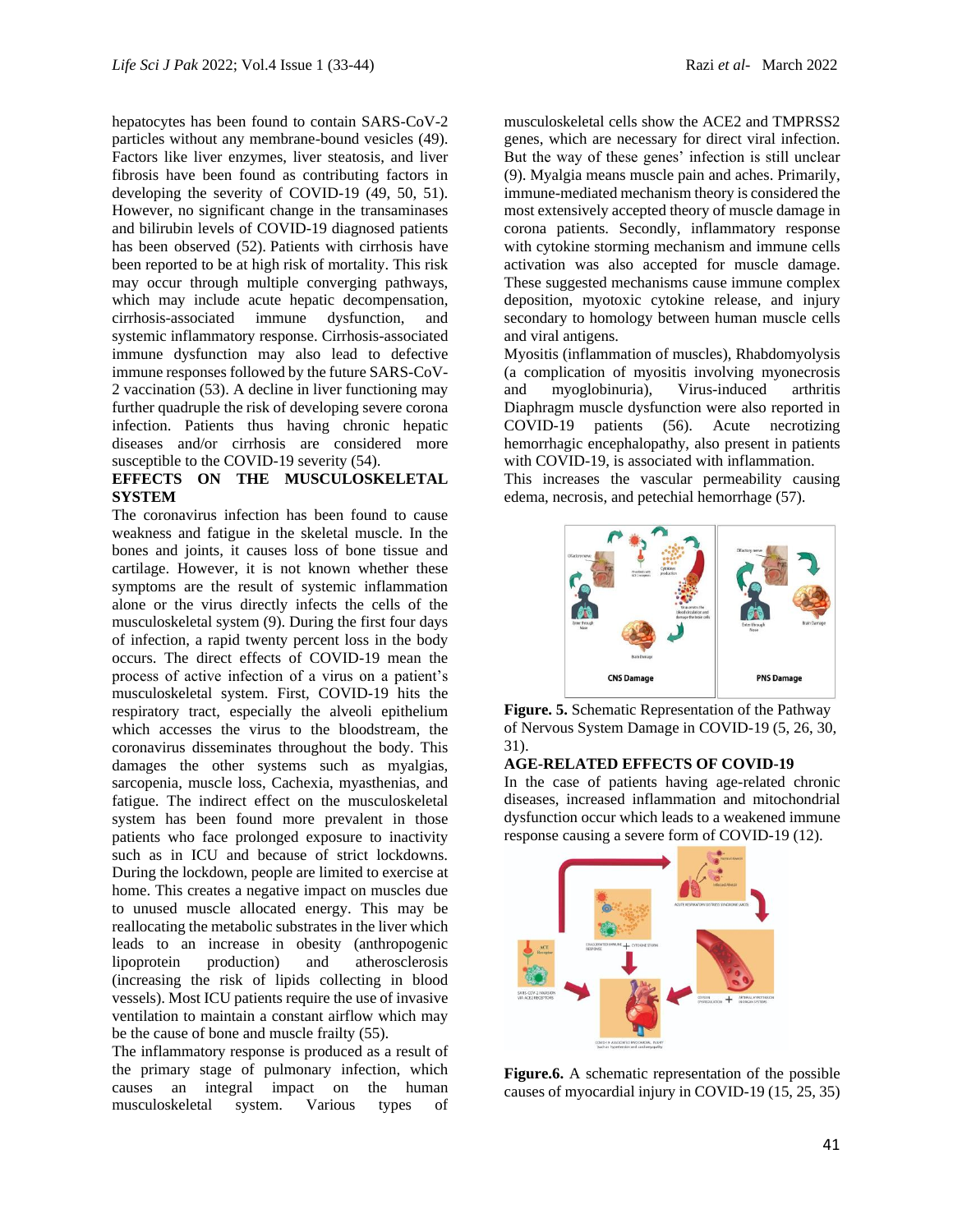hepatocytes has been found to contain SARS-CoV-2 particles without any membrane-bound vesicles (49). Factors like liver enzymes, liver steatosis, and liver fibrosis have been found as contributing factors in developing the severity of COVID-19 (49, 50, 51). However, no significant change in the transaminases and bilirubin levels of COVID-19 diagnosed patients has been observed (52). Patients with cirrhosis have been reported to be at high risk of mortality. This risk may occur through multiple converging pathways, which may include acute hepatic decompensation, cirrhosis-associated immune dysfunction, and systemic inflammatory response. Cirrhosis-associated immune dysfunction may also lead to defective immune responses followed by the future SARS-CoV-2 vaccination (53). A decline in liver functioning may further quadruple the risk of developing severe corona infection. Patients thus having chronic hepatic diseases and/or cirrhosis are considered more susceptible to the COVID-19 severity (54).

## EFFECTS ON THE MUSCULOSKELETAL SYSTEM

The coronavirus infection has been found to cause weakness and fatigue in the skeletal muscle. In the bones and joints, it causes loss of bone tissue and cartilage. However, it is not known whether these symptoms are the result of systemic inflammation alone or the virus directly infects the cells of the musculoskeletal system (9). During the first four days of infection, a rapid twenty percent loss in the body occurs. The direct effects of COVID-19 mean the process of active infection of a virus on a patient's musculoskeletal system. First, COVID-19 hits the respiratory tract, especially the alveoli epithelium which accesses the virus to the bloodstream, the coronavirus disseminates throughout the body. This damages the other systems such as myalgias, sarcopenia, muscle loss, Cachexia, myasthenias, and fatigue. The indirect effect on the musculoskeletal system has been found more prevalent in those patients who face prolonged exposure to inactivity such as in ICU and because of strict lockdowns. During the lockdown, people are limited to exercise at home. This creates a negative impact on muscles due to unused muscle allocated energy. This may be reallocating the metabolic substrates in the liver which leads to an increase in obesity (anthropogenic lipoprotein production) and atherosclerosis (increasing the risk of lipids collecting in blood vessels). Most ICU patients require the use of invasive ventilation to maintain a constant airflow which may be the cause of bone and muscle frailty (55).

The inflammatory response is produced as a result of the primary stage of pulmonary infection, which causes an integral impact on the human musculoskeletal system. Various types of musculoskeletal cells show the ACE2 and TMPRSS2 genes, which are necessary for direct viral infection. But the way of these genes' infection is still unclear (9). Myalgia means muscle pain and aches. Primarily, immune-mediated mechanism theory is considered the most extensively accepted theory of muscle damage in corona patients. Secondly, inflammatory response with cytokine storming mechanism and immune cells activation was also accepted for muscle damage. These suggested mechanisms cause immune complex deposition, myotoxic cytokine release, and injury secondary to homology between human muscle cells and viral antigens.

Myositis (inflammation of muscles), Rhabdomyolysis (a complication of myositis involving myonecrosis and myoglobinuria), Virus-induced arthritis Diaphragm muscle dysfunction were also reported in COVID-19 patients (56). Acute necrotizing hemorrhagic encephalopathy, also present in patients with COVID-19, is associated with inflammation. This increases the vascular permeability causing edema, necrosis, and petechial hemorrhage (57).

**Figure. 5.** Schematic Representation of the Pathway of Nervous System Damage in COVID-19 (5, 26, 30, 31).

## AGE-RELATED EFFECTS OF COVID-19

In the case of patients having age-related chronic diseases, increased inflammation and mitochondrial dysfunction occur which leads to a weakened immune response causing a severe form of COVID-19 (12).

**Figure.6.** A schematic representation of the possible causes of myocardial injury in COVID-19 (15, 25, 35)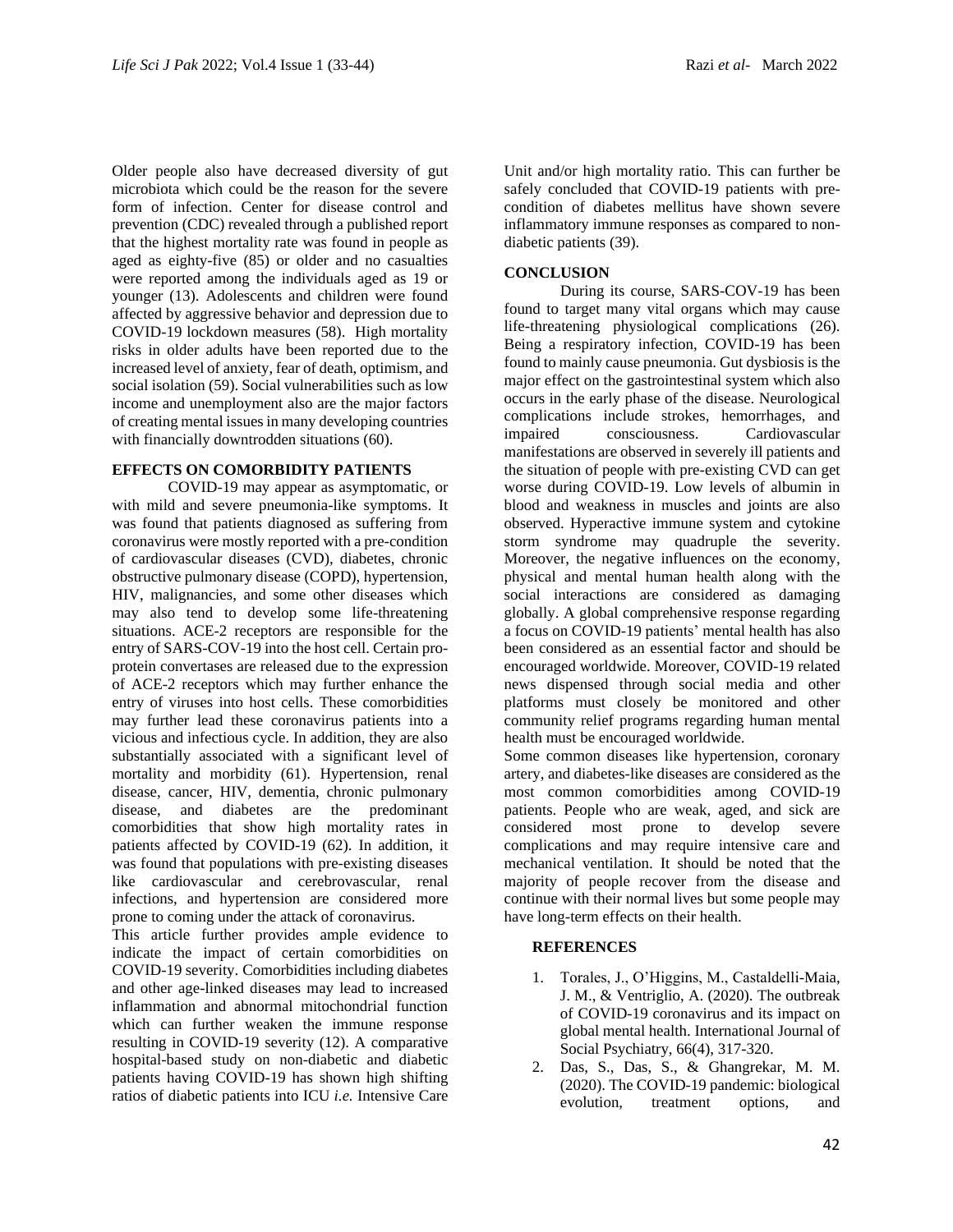Older people also have decreased diversity of gut microbiota which could be the reason for the severe form of infection. Center for disease control and prevention (CDC) revealed through a published report that the highest mortality rate was found in people as aged as eighty-five (85) or older and no casualties were reported among the individuals aged as 19 or younger (13). Adolescents and children were found affected by aggressive behavior and depression due to COVID-19 lockdown measures (58). High mortality risks in older adults have been reported due to the increased level of anxiety, fear of death, optimism, and social isolation (59). Social vulnerabilities such as low income and unemployment also are the major factors of creating mental issues in many developing countries with financially downtrodden situations (60).

## EFFECTS ON COMORBIDITY PATIENTS

COVID-19 may appear as asymptomatic, or with mild and severe pneumonia-like symptoms. It was found that patients diagnosed as suffering from coronavirus were mostly reported with a pre-condition of cardiovascular diseases (CVD), diabetes, chronic obstructive pulmonary disease (COPD), hypertension, HIV, malignancies, and some other diseases which may also tend to develop some life-threatening situations. ACE-2 receptors are responsible for the entry of SARS-COV-19 into the host cell. Certain pro-protein convertases are released due to the expression of ACE-2 receptors which may further enhance the entry of viruses into host cells. These comorbidities may further lead these coronavirus patients into a vicious and infectious cycle. In addition, they are also substantially associated with a significant level of mortality and morbidity (61). Hypertension, renal disease, cancer, HIV, dementia, chronic pulmonary disease, and diabetes are the predominant comorbidities that show high mortality rates in patients affected by COVID-19 (62). In addition, it was found that populations with pre-existing diseases like cardiovascular and cerebrovascular, renal infections, and hypertension are considered more prone to coming under the attack of coronavirus.

This article further provides ample evidence to indicate the impact of certain comorbidities on COVID-19 severity. Comorbidities including diabetes and other age-linked diseases may lead to increased inflammation and abnormal mitochondrial function which can further weaken the immune response resulting in COVID-19 severity (12). A comparative hospital-based study on non-diabetic and diabetic patients having COVID-19 has shown high shifting ratios of diabetic patients into ICU *i.e.* Intensive Care Unit and/or high mortality ratio. This can further be safely concluded that COVID-19 patients with pre-condition of diabetes mellitus have shown severe inflammatory immune responses as compared to non-diabetic patients (39).

## CONCLUSION

During its course, SARS-COV-19 has been found to target many vital organs which may cause life-threatening physiological complications (26). Being a respiratory infection, COVID-19 has been found to mainly cause pneumonia. Gut dysbiosis is the major effect on the gastrointestinal system which also occurs in the early phase of the disease. Neurological complications include strokes, hemorrhages, and impaired consciousness. Cardiovascular manifestations are observed in severely ill patients and the situation of people with pre-existing CVD can get worse during COVID-19. Low levels of albumin in blood and weakness in muscles and joints are also observed. Hyperactive immune system and cytokine storm syndrome may quadruple the severity. Moreover, the negative influences on the economy, physical and mental human health along with the social interactions are considered as damaging globally. A global comprehensive response regarding a focus on COVID-19 patients' mental health has also been considered as an essential factor and should be encouraged worldwide. Moreover, COVID-19 related news dispensed through social media and other platforms must closely be monitored and other community relief programs regarding human mental health must be encouraged worldwide.

Some common diseases like hypertension, coronary artery, and diabetes-like diseases are considered as the most common comorbidities among COVID-19 patients. People who are weak, aged, and sick are considered most prone to develop severe complications and may require intensive care and mechanical ventilation. It should be noted that the majority of people recover from the disease and continue with their normal lives but some people may have long-term effects on their health.

## REFERENCES

1. Torales, J., O'Higgins, M., Castaldelli-Maia, J. M., & Ventriglio, A. (2020). The outbreak of COVID-19 coronavirus and its impact on global mental health. International Journal of Social Psychiatry, 66(4), 317-320.
2. Das, S., Das, S., & Ghangrekar, M. M. (2020). The COVID-19 pandemic: biological evolution, treatment options, and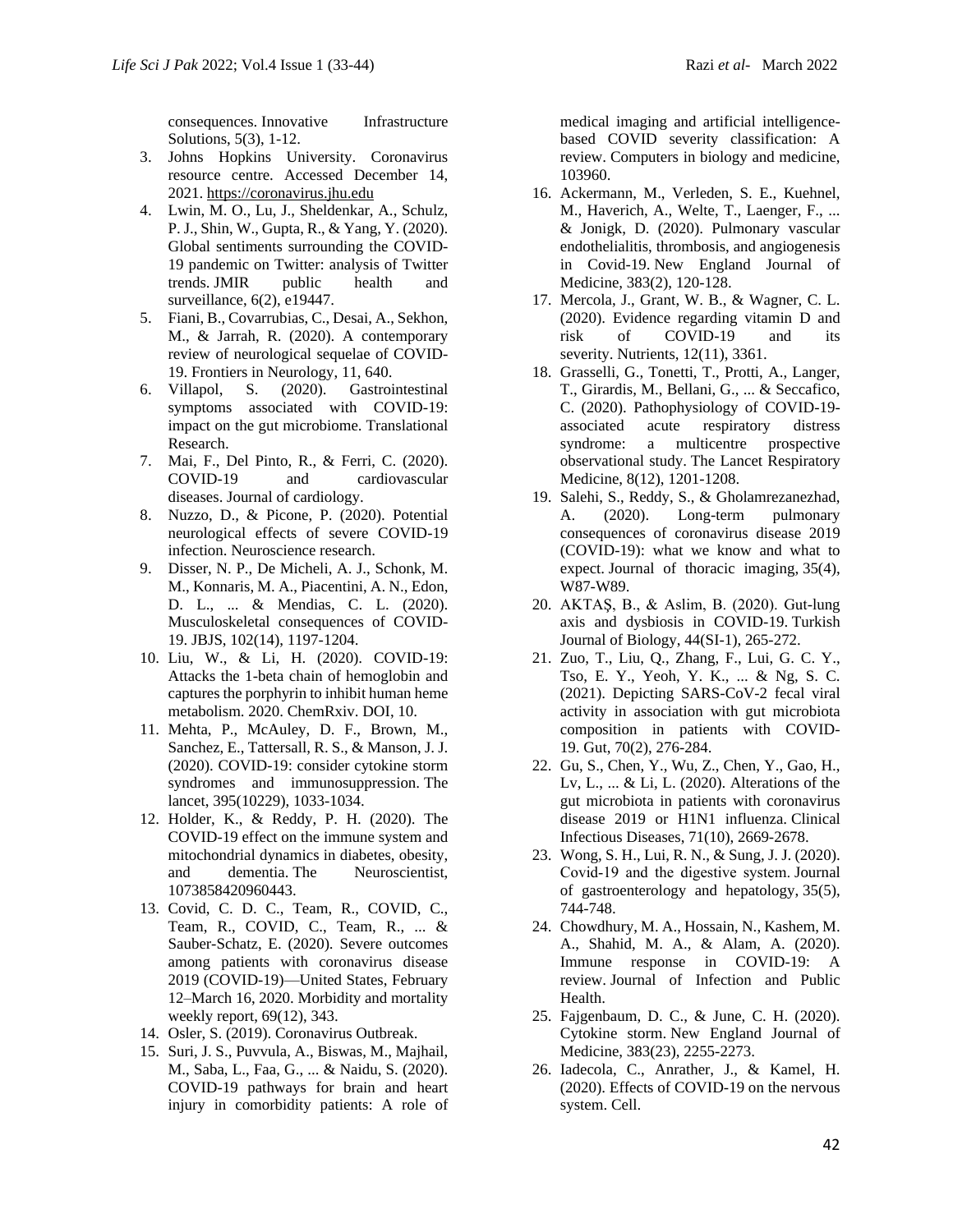consequences. Innovative Infrastructure Solutions, 5(3), 1-12.

3. Johns Hopkins University. Coronavirus resource centre. Accessed December 14, 2021. https://coronavirus.jhu.edu
4. Lwin, M. O., Lu, J., Sheldenkar, A., Schulz, P. J., Shin, W., Gupta, R., & Yang, Y. (2020). Global sentiments surrounding the COVID-19 pandemic on Twitter: analysis of Twitter trends. JMIR public health and surveillance, 6(2), e19447.
5. Fiani, B., Covarrubias, C., Desai, A., Sekhon, M., & Jarrah, R. (2020). A contemporary review of neurological sequelae of COVID-19. Frontiers in Neurology, 11, 640.
6. Villapol, S. (2020). Gastrointestinal symptoms associated with COVID-19: impact on the gut microbiome. Translational Research.
7. Mai, F., Del Pinto, R., & Ferri, C. (2020). COVID-19 and cardiovascular diseases. Journal of cardiology.
8. Nuzzo, D., & Picone, P. (2020). Potential neurological effects of severe COVID-19 infection. Neuroscience research.
9. Disser, N. P., De Micheli, A. J., Schonk, M. M., Konnaris, M. A., Piacentini, A. N., Edon, D. L., ... & Mendias, C. L. (2020). Musculoskeletal consequences of COVID-19. JBJS, 102(14), 1197-1204.
10. Liu, W., & Li, H. (2020). COVID-19: Attacks the 1-beta chain of hemoglobin and captures the porphyrin to inhibit human heme metabolism. 2020. ChemRxiv. DOI, 10.
11. Mehta, P., McAuley, D. F., Brown, M., Sanchez, E., Tattersall, R. S., & Manson, J. J. (2020). COVID-19: consider cytokine storm syndromes and immunosuppression. The lancet, 395(10229), 1033-1034.
12. Holder, K., & Reddy, P. H. (2020). The COVID-19 effect on the immune system and mitochondrial dynamics in diabetes, obesity, and dementia. The Neuroscientist, 1073858420960443.
13. Covid, C. D. C., Team, R., COVID, C., Team, R., COVID, C., Team, R., ... & Sauber-Schatz, E. (2020). Severe outcomes among patients with coronavirus disease 2019 (COVID-19)—United States, February 12–March 16, 2020. Morbidity and mortality weekly report, 69(12), 343.
14. Osler, S. (2019). Coronavirus Outbreak.
15. Suri, J. S., Puvvula, A., Biswas, M., Majhail, M., Saba, L., Faa, G., ... & Naidu, S. (2020). COVID-19 pathways for brain and heart injury in comorbidity patients: A role of medical imaging and artificial intelligence-based COVID severity classification: A review. Computers in biology and medicine, 103960.
16. Ackermann, M., Verleden, S. E., Kuehnel, M., Haverich, A., Welte, T., Laenger, F., ... & Jonigk, D. (2020). Pulmonary vascular endothelialitis, thrombosis, and angiogenesis in Covid-19. New England Journal of Medicine, 383(2), 120-128.
17. Mercola, J., Grant, W. B., & Wagner, C. L. (2020). Evidence regarding vitamin D and risk of COVID-19 and its severity. Nutrients, 12(11), 3361.
18. Grasselli, G., Tonetti, T., Protti, A., Langer, T., Girardis, M., Bellani, G., ... & Seccafico, C. (2020). Pathophysiology of COVID-19-associated acute respiratory distress syndrome: a multicentre prospective observational study. The Lancet Respiratory Medicine, 8(12), 1201-1208.
19. Salehi, S., Reddy, S., & Gholamrezanezhad, A. (2020). Long-term pulmonary consequences of coronavirus disease 2019 (COVID-19): what we know and what to expect. Journal of thoracic imaging, 35(4), W87-W89.
20. AKTAŞ, B., & Aslim, B. (2020). Gut-lung axis and dysbiosis in COVID-19. Turkish Journal of Biology, 44(SI-1), 265-272.
21. Zuo, T., Liu, Q., Zhang, F., Lui, G. C. Y., Tso, E. Y., Yeoh, Y. K., ... & Ng, S. C. (2021). Depicting SARS-CoV-2 fecal viral activity in association with gut microbiota composition in patients with COVID-19. Gut, 70(2), 276-284.
22. Gu, S., Chen, Y., Wu, Z., Chen, Y., Gao, H., Lv, L., ... & Li, L. (2020). Alterations of the gut microbiota in patients with coronavirus disease 2019 or H1N1 influenza. Clinical Infectious Diseases, 71(10), 2669-2678.
23. Wong, S. H., Lui, R. N., & Sung, J. J. (2020). Covid-19 and the digestive system. Journal of gastroenterology and hepatology, 35(5), 744-748.
24. Chowdhury, M. A., Hossain, N., Kashem, M. A., Shahid, M. A., & Alam, A. (2020). Immune response in COVID-19: A review. Journal of Infection and Public Health.
25. Fajgenbaum, D. C., & June, C. H. (2020). Cytokine storm. New England Journal of Medicine, 383(23), 2255-2273.
26. Iadecola, C., Anrather, J., & Kamel, H. (2020). Effects of COVID-19 on the nervous system. Cell.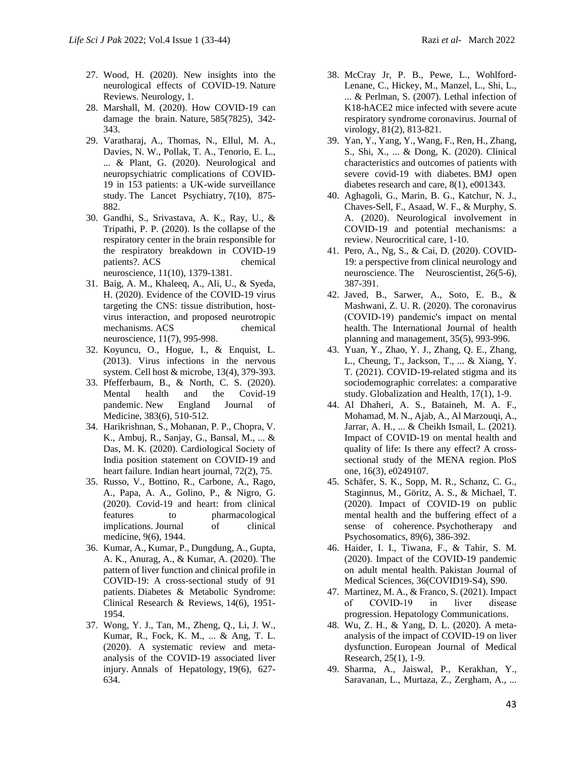27. Wood, H. (2020). New insights into the neurological effects of COVID-19. Nature Reviews. Neurology, 1.
28. Marshall, M. (2020). How COVID-19 can damage the brain. Nature, 585(7825), 342-343.
29. Varatharaj, A., Thomas, N., Ellul, M. A., Davies, N. W., Pollak, T. A., Tenorio, E. L., ... & Plant, G. (2020). Neurological and neuropsychiatric complications of COVID-19 in 153 patients: a UK-wide surveillance study. The Lancet Psychiatry, 7(10), 875-882.
30. Gandhi, S., Srivastava, A. K., Ray, U., & Tripathi, P. P. (2020). Is the collapse of the respiratory center in the brain responsible for the respiratory breakdown in COVID-19 patients?. ACS chemical neuroscience, 11(10), 1379-1381.
31. Baig, A. M., Khaleeq, A., Ali, U., & Syeda, H. (2020). Evidence of the COVID-19 virus targeting the CNS: tissue distribution, host-virus interaction, and proposed neurotropic mechanisms. ACS chemical neuroscience, 11(7), 995-998.
32. Koyuncu, O., Hogue, I., & Enquist, L. (2013). Virus infections in the nervous system. Cell host & microbe, 13(4), 379-393.
33. Pfefferbaum, B., & North, C. S. (2020). Mental health and the Covid-19 pandemic. New England Journal of Medicine, 383(6), 510-512.
34. Harikrishnan, S., Mohanan, P. P., Chopra, V. K., Ambuj, R., Sanjay, G., Bansal, M., ... & Das, M. K. (2020). Cardiological Society of India position statement on COVID-19 and heart failure. Indian heart journal, 72(2), 75.
35. Russo, V., Bottino, R., Carbone, A., Rago, A., Papa, A. A., Golino, P., & Nigro, G. (2020). Covid-19 and heart: from clinical features to pharmacological implications. Journal of clinical medicine, 9(6), 1944.
36. Kumar, A., Kumar, P., Dungdung, A., Gupta, A. K., Anurag, A., & Kumar, A. (2020). The pattern of liver function and clinical profile in COVID-19: A cross-sectional study of 91 patients. Diabetes & Metabolic Syndrome: Clinical Research & Reviews, 14(6), 1951-1954.
37. Wong, Y. J., Tan, M., Zheng, Q., Li, J. W., Kumar, R., Fock, K. M., ... & Ang, T. L. (2020). A systematic review and meta-analysis of the COVID-19 associated liver injury. Annals of Hepatology, 19(6), 627-634.
38. McCray Jr, P. B., Pewe, L., Wohlford-Lenane, C., Hickey, M., Manzel, L., Shi, L., ... & Perlman, S. (2007). Lethal infection of K18-hACE2 mice infected with severe acute respiratory syndrome coronavirus. Journal of virology, 81(2), 813-821.
39. Yan, Y., Yang, Y., Wang, F., Ren, H., Zhang, S., Shi, X., ... & Dong, K. (2020). Clinical characteristics and outcomes of patients with severe covid-19 with diabetes. BMJ open diabetes research and care, 8(1), e001343.
40. Aghagoli, G., Marin, B. G., Katchur, N. J., Chaves-Sell, F., Asaad, W. F., & Murphy, S. A. (2020). Neurological involvement in COVID-19 and potential mechanisms: a review. Neurocritical care, 1-10.
41. Pero, A., Ng, S., & Cai, D. (2020). COVID-19: a perspective from clinical neurology and neuroscience. The Neuroscientist, 26(5-6), 387-391.
42. Javed, B., Sarwer, A., Soto, E. B., & Mashwani, Z. U. R. (2020). The coronavirus (COVID-19) pandemic's impact on mental health. The International Journal of health planning and management, 35(5), 993-996.
43. Yuan, Y., Zhao, Y. J., Zhang, Q. E., Zhang, L., Cheung, T., Jackson, T., ... & Xiang, Y. T. (2021). COVID-19-related stigma and its sociodemographic correlates: a comparative study. Globalization and Health, 17(1), 1-9.
44. Al Dhaheri, A. S., Bataineh, M. A. F., Mohamad, M. N., Ajab, A., Al Marzouqi, A., Jarrar, A. H., ... & Cheikh Ismail, L. (2021). Impact of COVID-19 on mental health and quality of life: Is there any effect? A cross-sectional study of the MENA region. PloS one, 16(3), e0249107.
45. Schäfer, S. K., Sopp, M. R., Schanz, C. G., Staginnus, M., Göritz, A. S., & Michael, T. (2020). Impact of COVID-19 on public mental health and the buffering effect of a sense of coherence. Psychotherapy and Psychosomatics, 89(6), 386-392.
46. Haider, I. I., Tiwana, F., & Tahir, S. M. (2020). Impact of the COVID-19 pandemic on adult mental health. Pakistan Journal of Medical Sciences, 36(COVID19-S4), S90.
47. Martinez, M. A., & Franco, S. (2021). Impact of COVID-19 in liver disease progression. Hepatology Communications.
48. Wu, Z. H., & Yang, D. L. (2020). A meta-analysis of the impact of COVID-19 on liver dysfunction. European Journal of Medical Research, 25(1), 1-9.
49. Sharma, A., Jaiswal, P., Kerakhan, Y., Saravanan, L., Murtaza, Z., Zergham, A., ...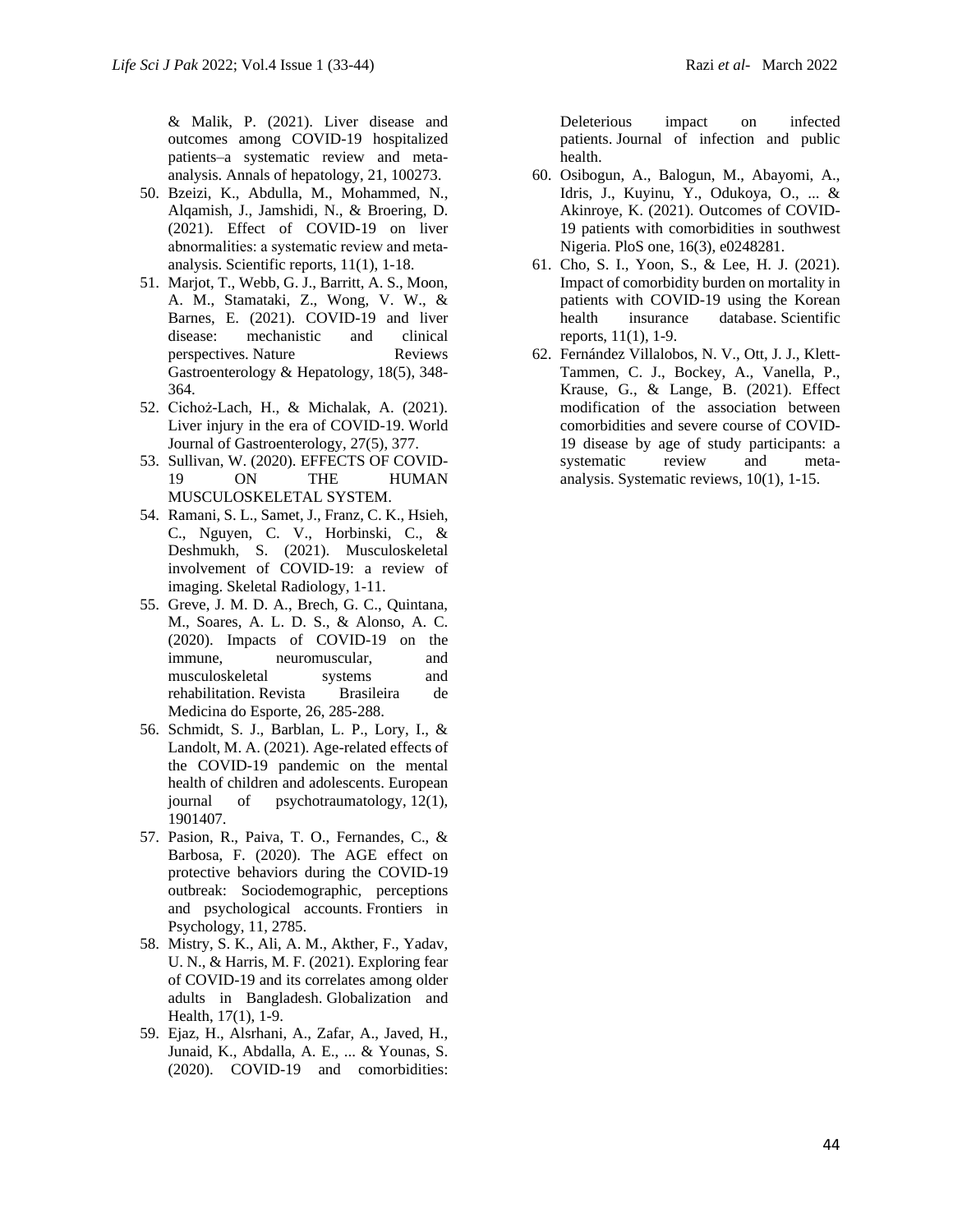& Malik, P. (2021). Liver disease and outcomes among COVID-19 hospitalized patients–a systematic review and meta-analysis. Annals of hepatology, 21, 100273.

50. Bzeizi, K., Abdulla, M., Mohammed, N., Alqamish, J., Jamshidi, N., & Broering, D. (2021). Effect of COVID-19 on liver abnormalities: a systematic review and meta-analysis. Scientific reports, 11(1), 1-18.
51. Marjot, T., Webb, G. J., Barritt, A. S., Moon, A. M., Stamataki, Z., Wong, V. W., & Barnes, E. (2021). COVID-19 and liver disease: mechanistic and clinical perspectives. Nature Reviews Gastroenterology & Hepatology, 18(5), 348-364.
52. Cichoż-Lach, H., & Michalak, A. (2021). Liver injury in the era of COVID-19. World Journal of Gastroenterology, 27(5), 377.
53. Sullivan, W. (2020). EFFECTS OF COVID-19 ON THE HUMAN MUSCULOSKELETAL SYSTEM.
54. Ramani, S. L., Samet, J., Franz, C. K., Hsieh, C., Nguyen, C. V., Horbinski, C., & Deshmukh, S. (2021). Musculoskeletal involvement of COVID-19: a review of imaging. Skeletal Radiology, 1-11.
55. Greve, J. M. D. A., Brech, G. C., Quintana, M., Soares, A. L. D. S., & Alonso, A. C. (2020). Impacts of COVID-19 on the immune, neuromuscular, and musculoskeletal systems and rehabilitation. Revista Brasileira de Medicina do Esporte, 26, 285-288.
56. Schmidt, S. J., Barblan, L. P., Lory, I., & Landolt, M. A. (2021). Age-related effects of the COVID-19 pandemic on the mental health of children and adolescents. European journal of psychotraumatology, 12(1), 1901407.
57. Pasion, R., Paiva, T. O., Fernandes, C., & Barbosa, F. (2020). The AGE effect on protective behaviors during the COVID-19 outbreak: Sociodemographic, perceptions and psychological accounts. Frontiers in Psychology, 11, 2785.
58. Mistry, S. K., Ali, A. M., Akther, F., Yadav, U. N., & Harris, M. F. (2021). Exploring fear of COVID-19 and its correlates among older adults in Bangladesh. Globalization and Health, 17(1), 1-9.
59. Ejaz, H., Alsrhani, A., Zafar, A., Javed, H., Junaid, K., Abdalla, A. E., ... & Younas, S. (2020). COVID-19 and comorbidities: Deleterious impact on infected patients. Journal of infection and public health.
60. Osibogun, A., Balogun, M., Abayomi, A., Idris, J., Kuyinu, Y., Odukoya, O., ... & Akinroye, K. (2021). Outcomes of COVID-19 patients with comorbidities in southwest Nigeria. PloS one, 16(3), e0248281.
61. Cho, S. I., Yoon, S., & Lee, H. J. (2021). Impact of comorbidity burden on mortality in patients with COVID-19 using the Korean health insurance database. Scientific reports, 11(1), 1-9.
62. Fernández Villalobos, N. V., Ott, J. J., Klett-Tammen, C. J., Bockey, A., Vanella, P., Krause, G., & Lange, B. (2021). Effect modification of the association between comorbidities and severe course of COVID-19 disease by age of study participants: a systematic review and meta-analysis. Systematic reviews, 10(1), 1-15.